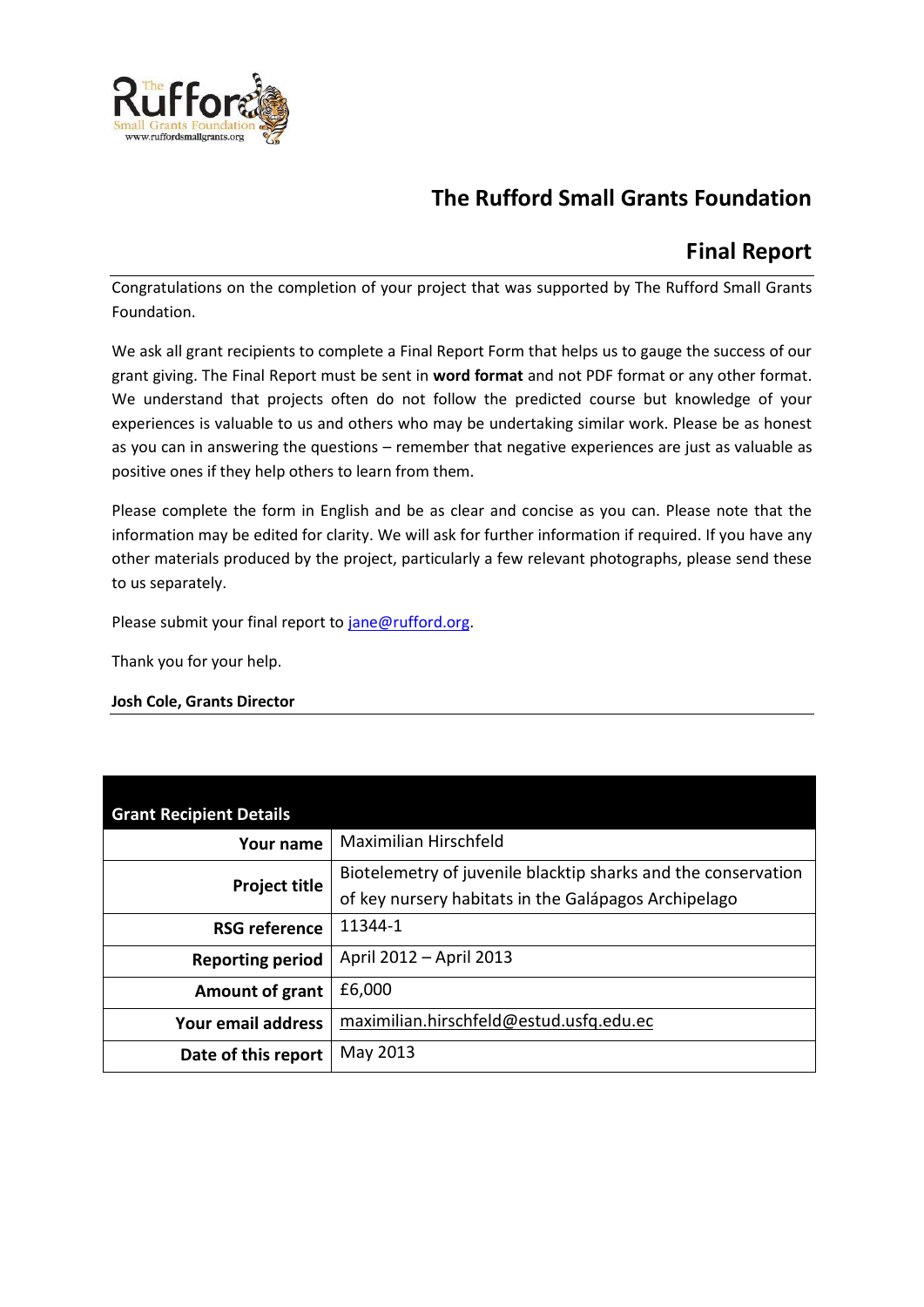# The Rufford Small Grants Foundation

## Final Report

Congratulations on the completion of your project that was supported by The Rufford Small Grants Foundation.

We ask all grant recipients to complete a Final Report Form that helps us to gauge the success of our grant giving. The Final Report must be sent in **word format** and not PDF format or any other format. We understand that projects often do not follow the predicted course but knowledge of your experiences is valuable to us and others who may be undertaking similar work. Please be as honest as you can in answering the questions – remember that negative experiences are just as valuable as positive ones if they help others to learn from them.

Please complete the form in English and be as clear and concise as you can. Please note that the information may be edited for clarity. We will ask for further information if required. If you have any other materials produced by the project, particularly a few relevant photographs, please send these to us separately.

Please submit your final report to jane@rufford.org.

Thank you for your help.

**Josh Cole, Grants Director**

| **Grant Recipient Details** | |
|---|---|
| **Your name** | Maximilian Hirschfeld |
| **Project title** | Biotelemetry of juvenile blacktip sharks and the conservation of key nursery habitats in the Galápagos Archipelago |
| **RSG reference** | 11344-1 |
| **Reporting period** | April 2012 – April 2013 |
| **Amount of grant** | £6,000 |
| **Your email address** | maximilian.hirschfeld@estud.usfq.edu.ec |
| **Date of this report** | May 2013 |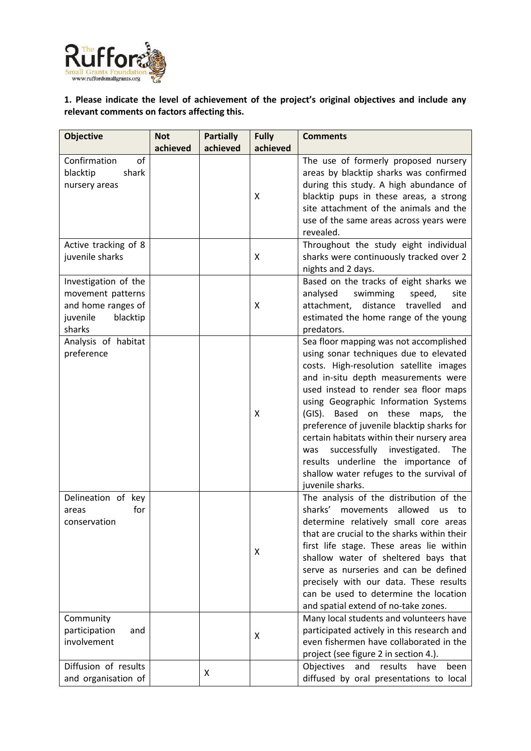**1. Please indicate the level of achievement of the project's original objectives and include any relevant comments on factors affecting this.**

| Objective | Not achieved | Partially achieved | Fully achieved | Comments |
|---|---|---|---|---|
| Confirmation of blacktip shark nursery areas | | | X | The use of formerly proposed nursery areas by blacktip sharks was confirmed during this study. A high abundance of blacktip pups in these areas, a strong site attachment of the animals and the use of the same areas across years were revealed. |
| Active tracking of 8 juvenile sharks | | | X | Throughout the study eight individual sharks were continuously tracked over 2 nights and 2 days. |
| Investigation of the movement patterns and home ranges of juvenile blacktip sharks | | | X | Based on the tracks of eight sharks we analysed swimming speed, site attachment, distance travelled and estimated the home range of the young predators. |
| Analysis of habitat preference | | | X | Sea floor mapping was not accomplished using sonar techniques due to elevated costs. High-resolution satellite images and in-situ depth measurements were used instead to render sea floor maps using Geographic Information Systems (GIS). Based on these maps, the preference of juvenile blacktip sharks for certain habitats within their nursery area was successfully investigated. The results underline the importance of shallow water refuges to the survival of juvenile sharks. |
| Delineation of key areas for conservation | | | X | The analysis of the distribution of the sharks' movements allowed us to determine relatively small core areas that are crucial to the sharks within their first life stage. These areas lie within shallow water of sheltered bays that serve as nurseries and can be defined precisely with our data. These results can be used to determine the location and spatial extend of no-take zones. |
| Community participation and involvement | | | X | Many local students and volunteers have participated actively in this research and even fishermen have collaborated in the project (see figure 2 in section 4.). |
| Diffusion of results and organisation of | | X | | Objectives and results have been diffused by oral presentations to local |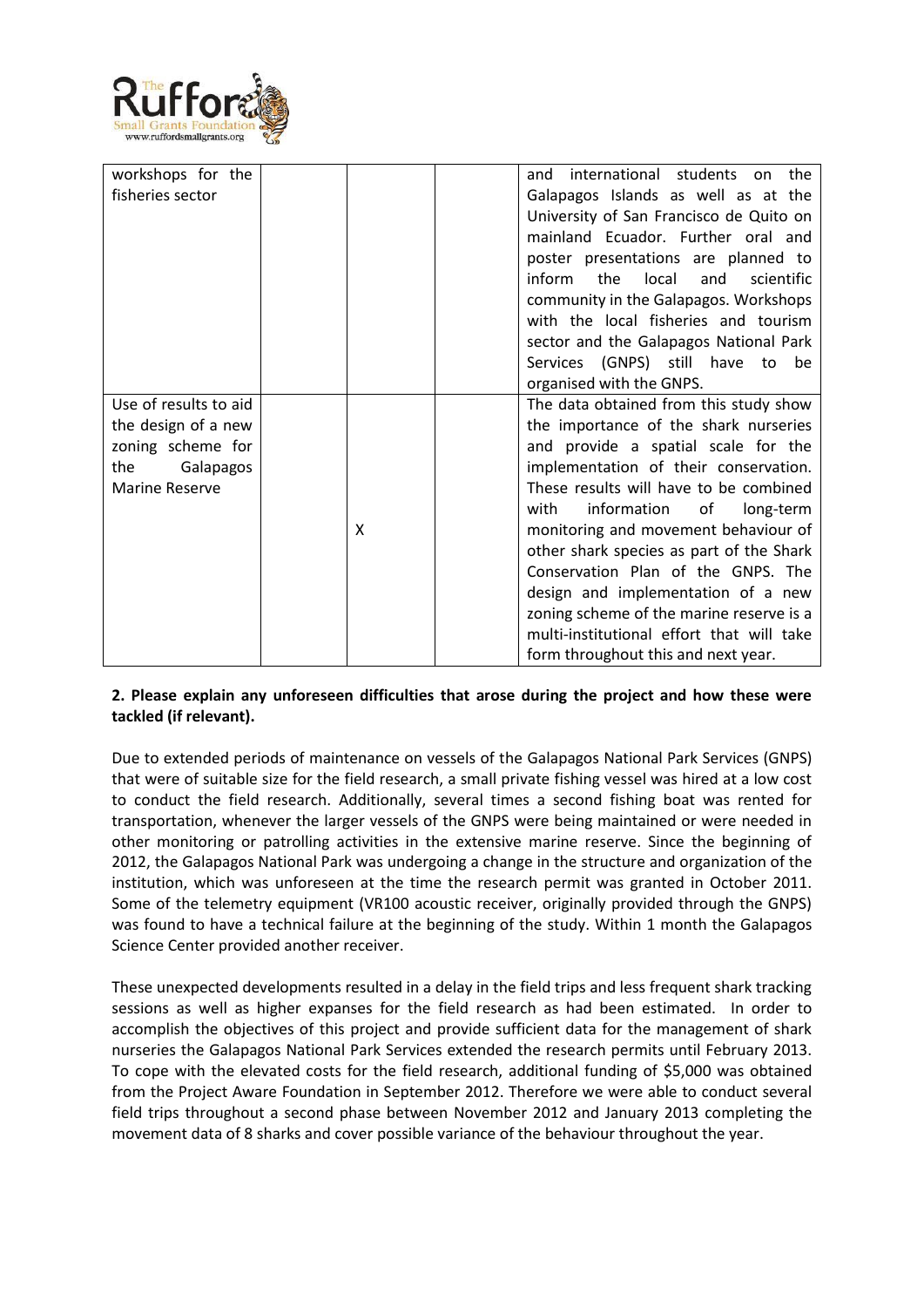| | | | | |
|---|---|---|---|---|
| workshops for the fisheries sector | | | | and international students on the Galapagos Islands as well as at the University of San Francisco de Quito on mainland Ecuador. Further oral and poster presentations are planned to inform the local and scientific community in the Galapagos. Workshops with the local fisheries and tourism sector and the Galapagos National Park Services (GNPS) still have to be organised with the GNPS. |
| Use of results to aid the design of a new zoning scheme for the Galapagos Marine Reserve | | X | | The data obtained from this study show the importance of the shark nurseries and provide a spatial scale for the implementation of their conservation. These results will have to be combined with information of long-term monitoring and movement behaviour of other shark species as part of the Shark Conservation Plan of the GNPS. The design and implementation of a new zoning scheme of the marine reserve is a multi-institutional effort that will take form throughout this and next year. |

**2. Please explain any unforeseen difficulties that arose during the project and how these were tackled (if relevant).**

Due to extended periods of maintenance on vessels of the Galapagos National Park Services (GNPS) that were of suitable size for the field research, a small private fishing vessel was hired at a low cost to conduct the field research. Additionally, several times a second fishing boat was rented for transportation, whenever the larger vessels of the GNPS were being maintained or were needed in other monitoring or patrolling activities in the extensive marine reserve. Since the beginning of 2012, the Galapagos National Park was undergoing a change in the structure and organization of the institution, which was unforeseen at the time the research permit was granted in October 2011. Some of the telemetry equipment (VR100 acoustic receiver, originally provided through the GNPS) was found to have a technical failure at the beginning of the study. Within 1 month the Galapagos Science Center provided another receiver.

These unexpected developments resulted in a delay in the field trips and less frequent shark tracking sessions as well as higher expanses for the field research as had been estimated. In order to accomplish the objectives of this project and provide sufficient data for the management of shark nurseries the Galapagos National Park Services extended the research permits until February 2013. To cope with the elevated costs for the field research, additional funding of $5,000 was obtained from the Project Aware Foundation in September 2012. Therefore we were able to conduct several field trips throughout a second phase between November 2012 and January 2013 completing the movement data of 8 sharks and cover possible variance of the behaviour throughout the year.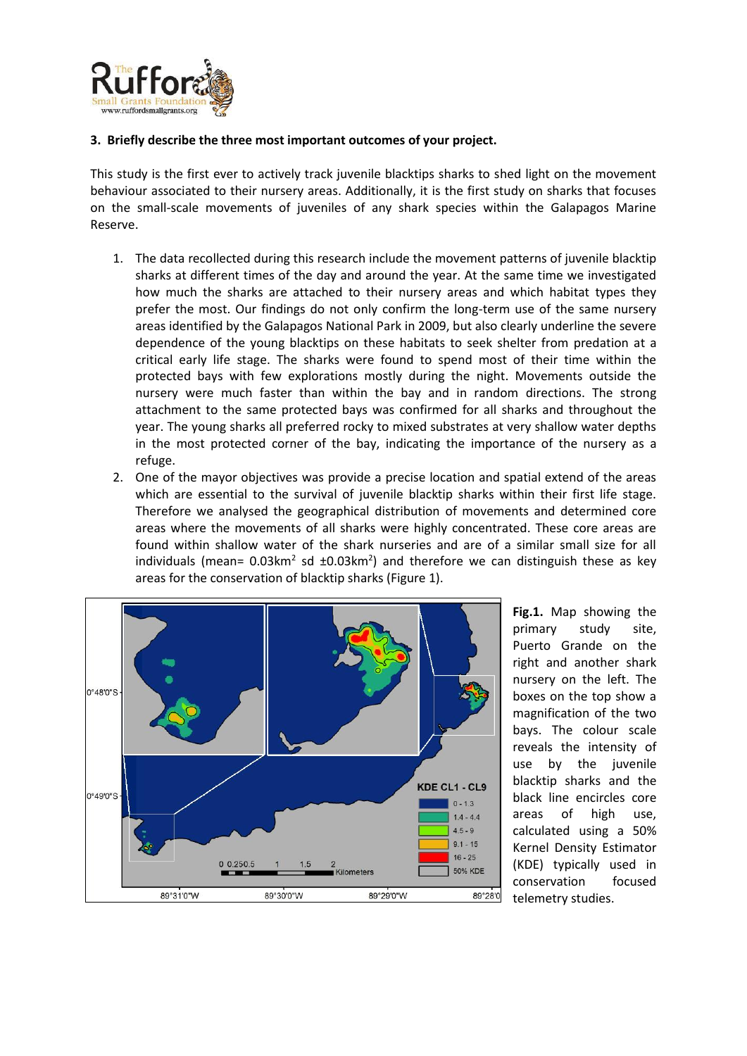**3. Briefly describe the three most important outcomes of your project.**

This study is the first ever to actively track juvenile blacktips sharks to shed light on the movement behaviour associated to their nursery areas. Additionally, it is the first study on sharks that focuses on the small-scale movements of juveniles of any shark species within the Galapagos Marine Reserve.

1. The data recollected during this research include the movement patterns of juvenile blacktip sharks at different times of the day and around the year. At the same time we investigated how much the sharks are attached to their nursery areas and which habitat types they prefer the most. Our findings do not only confirm the long-term use of the same nursery areas identified by the Galapagos National Park in 2009, but also clearly underline the severe dependence of the young blacktips on these habitats to seek shelter from predation at a critical early life stage. The sharks were found to spend most of their time within the protected bays with few explorations mostly during the night. Movements outside the nursery were much faster than within the bay and in random directions. The strong attachment to the same protected bays was confirmed for all sharks and throughout the year. The young sharks all preferred rocky to mixed substrates at very shallow water depths in the most protected corner of the bay, indicating the importance of the nursery as a refuge.
2. One of the mayor objectives was provide a precise location and spatial extend of the areas which are essential to the survival of juvenile blacktip sharks within their first life stage. Therefore we analysed the geographical distribution of movements and determined core areas where the movements of all sharks were highly concentrated. These core areas are found within shallow water of the shark nurseries and are of a similar small size for all individuals (mean= 0.03km$^2$ sd ±0.03km$^2$) and therefore we can distinguish these as key areas for the conservation of blacktip sharks (Figure 1).

**Fig.1.** Map showing the primary study site, Puerto Grande on the right and another shark nursery on the left. The boxes on the top show a magnification of the two bays. The colour scale reveals the intensity of use by the juvenile blacktip sharks and the black line encircles core areas of high use, calculated using a 50% Kernel Density Estimator (KDE) typically used in conservation focused telemetry studies.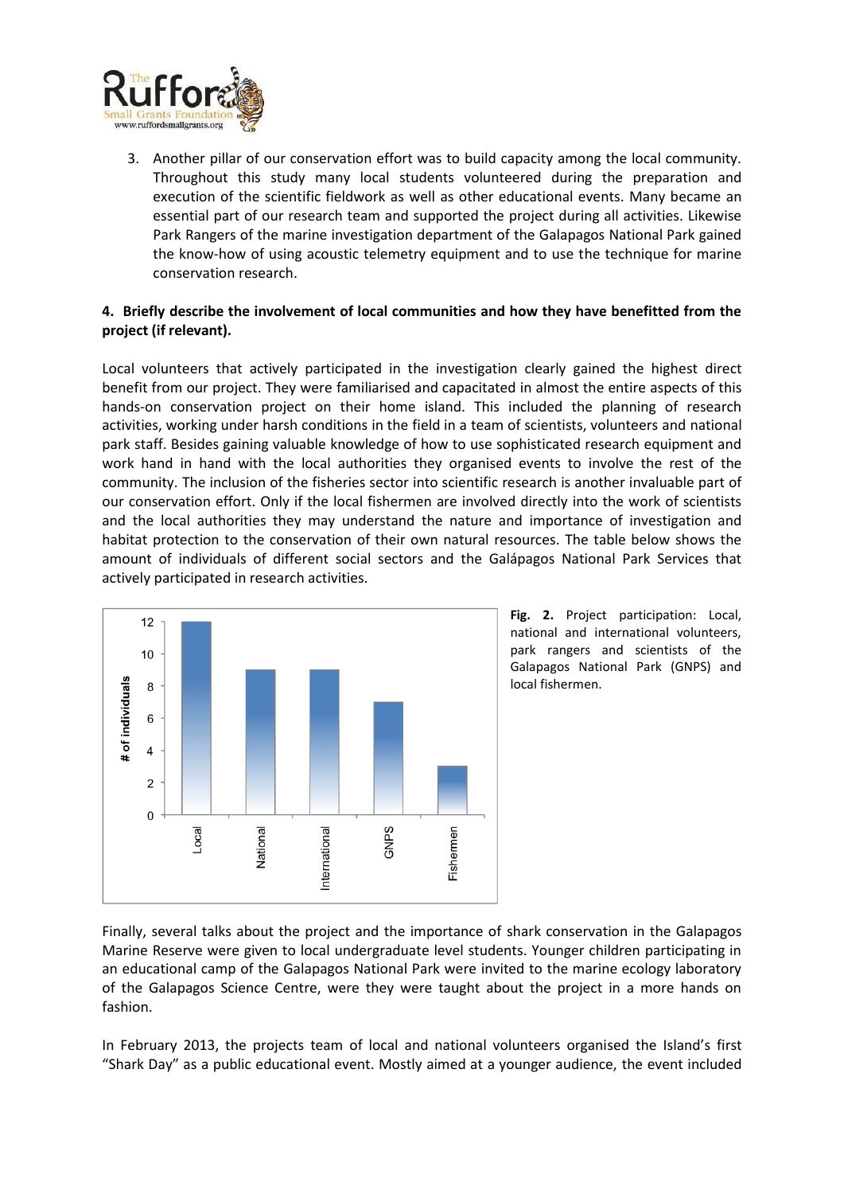3. Another pillar of our conservation effort was to build capacity among the local community. Throughout this study many local students volunteered during the preparation and execution of the scientific fieldwork as well as other educational events. Many became an essential part of our research team and supported the project during all activities. Likewise Park Rangers of the marine investigation department of the Galapagos National Park gained the know-how of using acoustic telemetry equipment and to use the technique for marine conservation research.

**4. Briefly describe the involvement of local communities and how they have benefitted from the project (if relevant).**

Local volunteers that actively participated in the investigation clearly gained the highest direct benefit from our project. They were familiarised and capacitated in almost the entire aspects of this hands-on conservation project on their home island. This included the planning of research activities, working under harsh conditions in the field in a team of scientists, volunteers and national park staff. Besides gaining valuable knowledge of how to use sophisticated research equipment and work hand in hand with the local authorities they organised events to involve the rest of the community. The inclusion of the fisheries sector into scientific research is another invaluable part of our conservation effort. Only if the local fishermen are involved directly into the work of scientists and the local authorities they may understand the nature and importance of investigation and habitat protection to the conservation of their own natural resources. The table below shows the amount of individuals of different social sectors and the Galápagos National Park Services that actively participated in research activities.

| | # of individuals |
|---|---|
| Local | 12 |
| National | 9 |
| International | 9 |
| GNPS | 7 |
| Fishermen | 3 |

**Fig. 2.** Project participation: Local, national and international volunteers, park rangers and scientists of the Galapagos National Park (GNPS) and local fishermen.

Finally, several talks about the project and the importance of shark conservation in the Galapagos Marine Reserve were given to local undergraduate level students. Younger children participating in an educational camp of the Galapagos National Park were invited to the marine ecology laboratory of the Galapagos Science Centre, were they were taught about the project in a more hands on fashion.

In February 2013, the projects team of local and national volunteers organised the Island's first "Shark Day" as a public educational event. Mostly aimed at a younger audience, the event included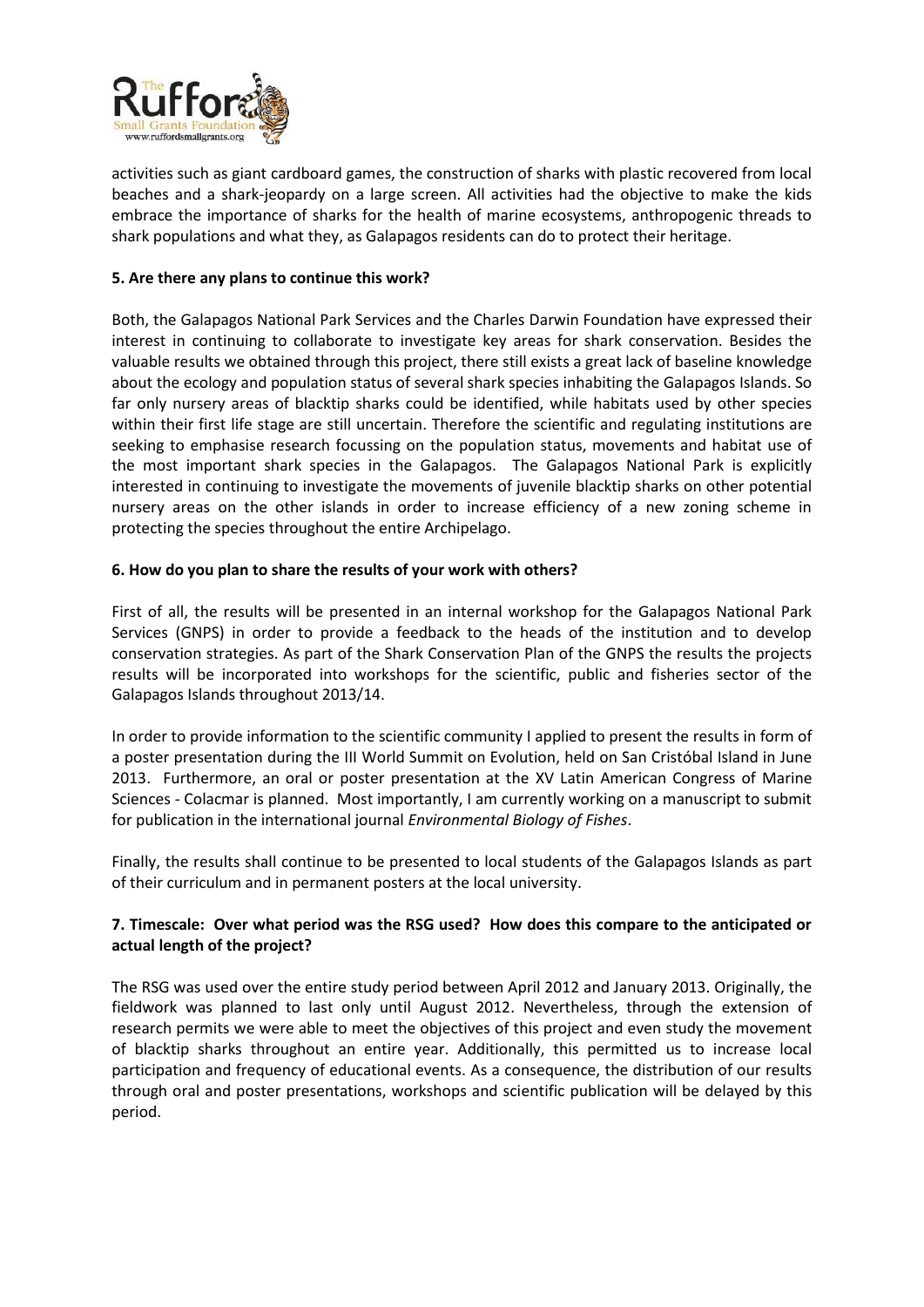activities such as giant cardboard games, the construction of sharks with plastic recovered from local beaches and a shark-jeopardy on a large screen. All activities had the objective to make the kids embrace the importance of sharks for the health of marine ecosystems, anthropogenic threads to shark populations and what they, as Galapagos residents can do to protect their heritage.

**5. Are there any plans to continue this work?**

Both, the Galapagos National Park Services and the Charles Darwin Foundation have expressed their interest in continuing to collaborate to investigate key areas for shark conservation. Besides the valuable results we obtained through this project, there still exists a great lack of baseline knowledge about the ecology and population status of several shark species inhabiting the Galapagos Islands. So far only nursery areas of blacktip sharks could be identified, while habitats used by other species within their first life stage are still uncertain. Therefore the scientific and regulating institutions are seeking to emphasise research focussing on the population status, movements and habitat use of the most important shark species in the Galapagos. The Galapagos National Park is explicitly interested in continuing to investigate the movements of juvenile blacktip sharks on other potential nursery areas on the other islands in order to increase efficiency of a new zoning scheme in protecting the species throughout the entire Archipelago.

**6. How do you plan to share the results of your work with others?**

First of all, the results will be presented in an internal workshop for the Galapagos National Park Services (GNPS) in order to provide a feedback to the heads of the institution and to develop conservation strategies. As part of the Shark Conservation Plan of the GNPS the results the projects results will be incorporated into workshops for the scientific, public and fisheries sector of the Galapagos Islands throughout 2013/14.

In order to provide information to the scientific community I applied to present the results in form of a poster presentation during the III World Summit on Evolution, held on San Cristóbal Island in June 2013. Furthermore, an oral or poster presentation at the XV Latin American Congress of Marine Sciences - Colacmar is planned. Most importantly, I am currently working on a manuscript to submit for publication in the international journal *Environmental Biology of Fishes*.

Finally, the results shall continue to be presented to local students of the Galapagos Islands as part of their curriculum and in permanent posters at the local university.

**7. Timescale: Over what period was the RSG used? How does this compare to the anticipated or actual length of the project?**

The RSG was used over the entire study period between April 2012 and January 2013. Originally, the fieldwork was planned to last only until August 2012. Nevertheless, through the extension of research permits we were able to meet the objectives of this project and even study the movement of blacktip sharks throughout an entire year. Additionally, this permitted us to increase local participation and frequency of educational events. As a consequence, the distribution of our results through oral and poster presentations, workshops and scientific publication will be delayed by this period.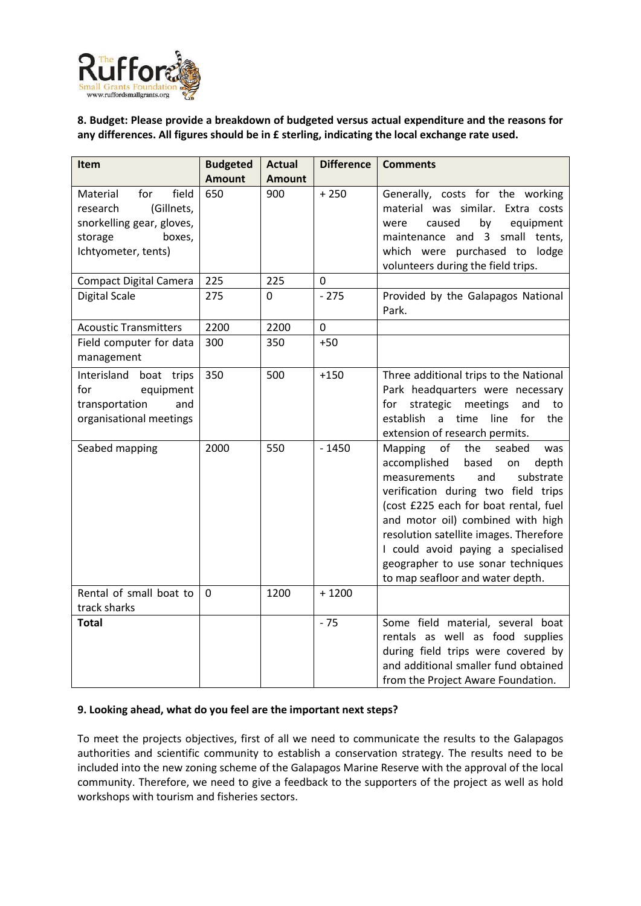**8. Budget: Please provide a breakdown of budgeted versus actual expenditure and the reasons for any differences. All figures should be in £ sterling, indicating the local exchange rate used.**

| Item | Budgeted Amount | Actual Amount | Difference | Comments |
|---|---|---|---|---|
| Material for field research (Gillnets, snorkelling gear, gloves, storage boxes, Ichtyometer, tents) | 650 | 900 | + 250 | Generally, costs for the working material was similar. Extra costs were caused by equipment maintenance and 3 small tents, which were purchased to lodge volunteers during the field trips. |
| Compact Digital Camera | 225 | 225 | 0 | |
| Digital Scale | 275 | 0 | - 275 | Provided by the Galapagos National Park. |
| Acoustic Transmitters | 2200 | 2200 | 0 | |
| Field computer for data management | 300 | 350 | +50 | |
| Interisland boat trips for equipment transportation and organisational meetings | 350 | 500 | +150 | Three additional trips to the National Park headquarters were necessary for strategic meetings and to establish a time line for the extension of research permits. |
| Seabed mapping | 2000 | 550 | - 1450 | Mapping of the seabed was accomplished based on depth measurements and substrate verification during two field trips (cost £225 each for boat rental, fuel and motor oil) combined with high resolution satellite images. Therefore I could avoid paying a specialised geographer to use sonar techniques to map seafloor and water depth. |
| Rental of small boat to track sharks | 0 | 1200 | + 1200 | |
| **Total** | | | - 75 | Some field material, several boat rentals as well as food supplies during field trips were covered by and additional smaller fund obtained from the Project Aware Foundation. |

**9. Looking ahead, what do you feel are the important next steps?**

To meet the projects objectives, first of all we need to communicate the results to the Galapagos authorities and scientific community to establish a conservation strategy. The results need to be included into the new zoning scheme of the Galapagos Marine Reserve with the approval of the local community. Therefore, we need to give a feedback to the supporters of the project as well as hold workshops with tourism and fisheries sectors.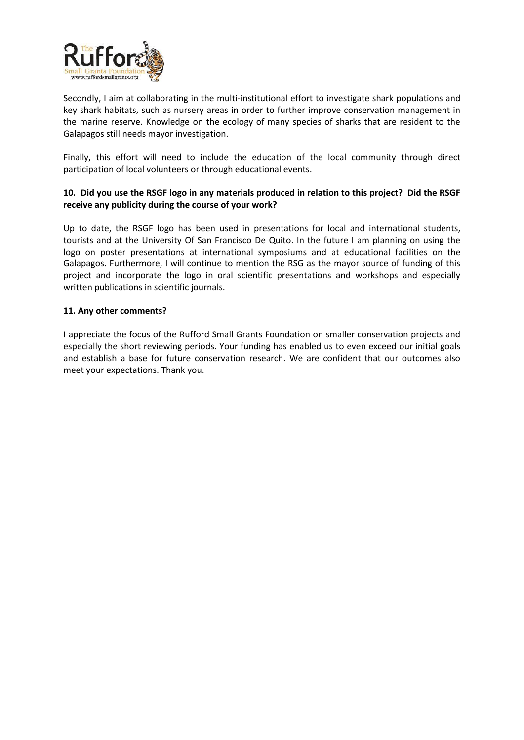Secondly, I aim at collaborating in the multi-institutional effort to investigate shark populations and key shark habitats, such as nursery areas in order to further improve conservation management in the marine reserve. Knowledge on the ecology of many species of sharks that are resident to the Galapagos still needs mayor investigation.

Finally, this effort will need to include the education of the local community through direct participation of local volunteers or through educational events.

**10. Did you use the RSGF logo in any materials produced in relation to this project? Did the RSGF receive any publicity during the course of your work?**

Up to date, the RSGF logo has been used in presentations for local and international students, tourists and at the University Of San Francisco De Quito. In the future I am planning on using the logo on poster presentations at international symposiums and at educational facilities on the Galapagos. Furthermore, I will continue to mention the RSG as the mayor source of funding of this project and incorporate the logo in oral scientific presentations and workshops and especially written publications in scientific journals.

**11. Any other comments?**

I appreciate the focus of the Rufford Small Grants Foundation on smaller conservation projects and especially the short reviewing periods. Your funding has enabled us to even exceed our initial goals and establish a base for future conservation research. We are confident that our outcomes also meet your expectations. Thank you.